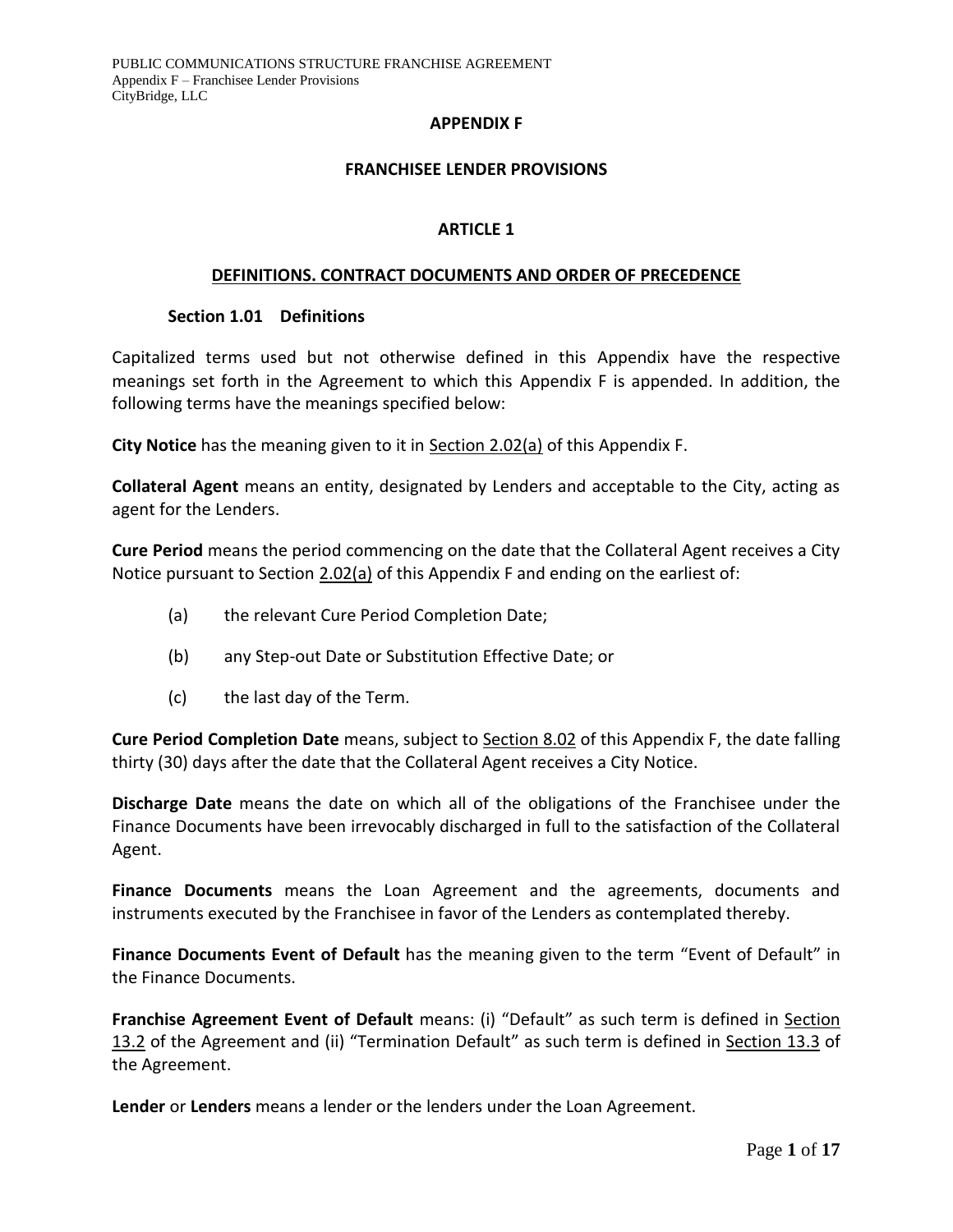# APPENDIX F

## FRANCHISEE LENDER PROVISIONS

## ARTICLE 1

## DEFINITIONS. CONTRACT DOCUMENTS AND ORDER OF PRECEDENCE

### Section 1.01 Definitions

Capitalized terms used but not otherwise defined in this Appendix have the respective meanings set forth in the Agreement to which this Appendix F is appended. In addition, the following terms have the meanings specified below:

**City Notice** has the meaning given to it in Section 2.02(a) of this Appendix F.

**Collateral Agent** means an entity, designated by Lenders and acceptable to the City, acting as agent for the Lenders.

**Cure Period** means the period commencing on the date that the Collateral Agent receives a City Notice pursuant to Section 2.02(a) of this Appendix F and ending on the earliest of:

(a) the relevant Cure Period Completion Date;

(b) any Step-out Date or Substitution Effective Date; or

(c) the last day of the Term.

**Cure Period Completion Date** means, subject to Section 8.02 of this Appendix F, the date falling thirty (30) days after the date that the Collateral Agent receives a City Notice.

**Discharge Date** means the date on which all of the obligations of the Franchisee under the Finance Documents have been irrevocably discharged in full to the satisfaction of the Collateral Agent.

**Finance Documents** means the Loan Agreement and the agreements, documents and instruments executed by the Franchisee in favor of the Lenders as contemplated thereby.

**Finance Documents Event of Default** has the meaning given to the term "Event of Default" in the Finance Documents.

**Franchise Agreement Event of Default** means: (i) "Default" as such term is defined in Section 13.2 of the Agreement and (ii) "Termination Default" as such term is defined in Section 13.3 of the Agreement.

**Lender** or **Lenders** means a lender or the lenders under the Loan Agreement.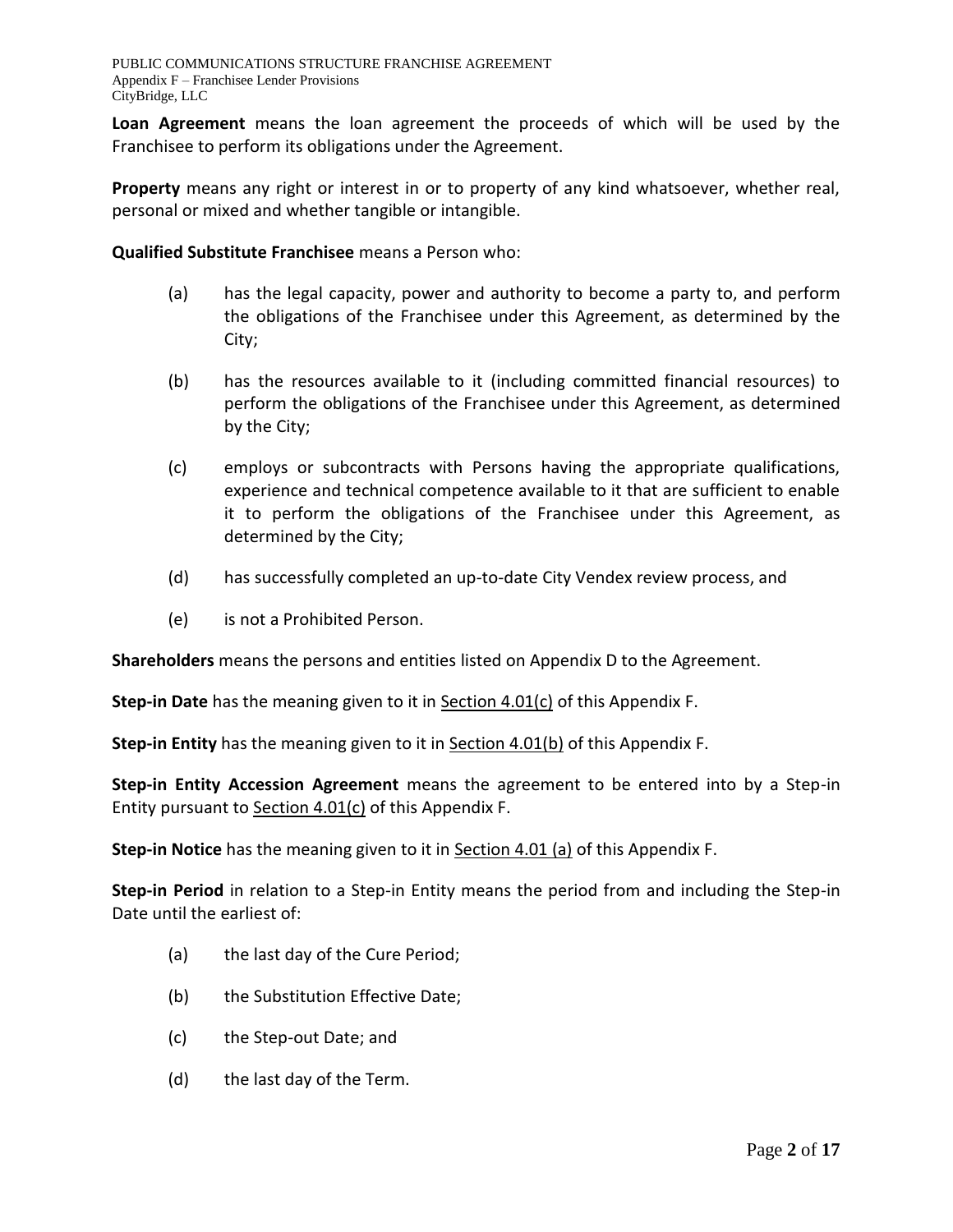**Loan Agreement** means the loan agreement the proceeds of which will be used by the Franchisee to perform its obligations under the Agreement.

**Property** means any right or interest in or to property of any kind whatsoever, whether real, personal or mixed and whether tangible or intangible.

**Qualified Substitute Franchisee** means a Person who:

(a) has the legal capacity, power and authority to become a party to, and perform the obligations of the Franchisee under this Agreement, as determined by the City;

(b) has the resources available to it (including committed financial resources) to perform the obligations of the Franchisee under this Agreement, as determined by the City;

(c) employs or subcontracts with Persons having the appropriate qualifications, experience and technical competence available to it that are sufficient to enable it to perform the obligations of the Franchisee under this Agreement, as determined by the City;

(d) has successfully completed an up-to-date City Vendex review process, and

(e) is not a Prohibited Person.

**Shareholders** means the persons and entities listed on Appendix D to the Agreement.

**Step-in Date** has the meaning given to it in Section 4.01(c) of this Appendix F.

**Step-in Entity** has the meaning given to it in Section 4.01(b) of this Appendix F.

**Step-in Entity Accession Agreement** means the agreement to be entered into by a Step-in Entity pursuant to Section 4.01(c) of this Appendix F.

**Step-in Notice** has the meaning given to it in Section 4.01 (a) of this Appendix F.

**Step-in Period** in relation to a Step-in Entity means the period from and including the Step-in Date until the earliest of:

(a) the last day of the Cure Period;

(b) the Substitution Effective Date;

(c) the Step-out Date; and

(d) the last day of the Term.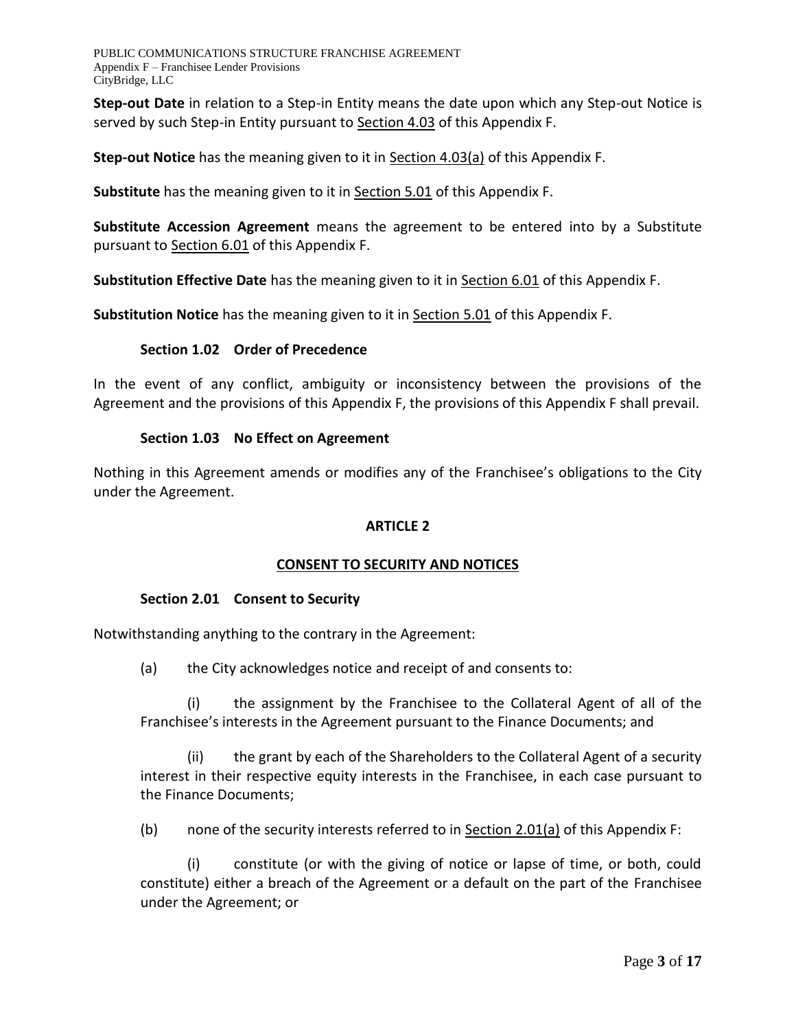**Step-out Date** in relation to a Step-in Entity means the date upon which any Step-out Notice is served by such Step-in Entity pursuant to Section 4.03 of this Appendix F.

**Step-out Notice** has the meaning given to it in Section 4.03(a) of this Appendix F.

**Substitute** has the meaning given to it in Section 5.01 of this Appendix F.

**Substitute Accession Agreement** means the agreement to be entered into by a Substitute pursuant to Section 6.01 of this Appendix F.

**Substitution Effective Date** has the meaning given to it in Section 6.01 of this Appendix F.

**Substitution Notice** has the meaning given to it in Section 5.01 of this Appendix F.

### Section 1.02 Order of Precedence

In the event of any conflict, ambiguity or inconsistency between the provisions of the Agreement and the provisions of this Appendix F, the provisions of this Appendix F shall prevail.

### Section 1.03 No Effect on Agreement

Nothing in this Agreement amends or modifies any of the Franchisee's obligations to the City under the Agreement.

## ARTICLE 2

## CONSENT TO SECURITY AND NOTICES

### Section 2.01 Consent to Security

Notwithstanding anything to the contrary in the Agreement:

(a) the City acknowledges notice and receipt of and consents to:

(i) the assignment by the Franchisee to the Collateral Agent of all of the Franchisee's interests in the Agreement pursuant to the Finance Documents; and

(ii) the grant by each of the Shareholders to the Collateral Agent of a security interest in their respective equity interests in the Franchisee, in each case pursuant to the Finance Documents;

(b) none of the security interests referred to in Section 2.01(a) of this Appendix F:

(i) constitute (or with the giving of notice or lapse of time, or both, could constitute) either a breach of the Agreement or a default on the part of the Franchisee under the Agreement; or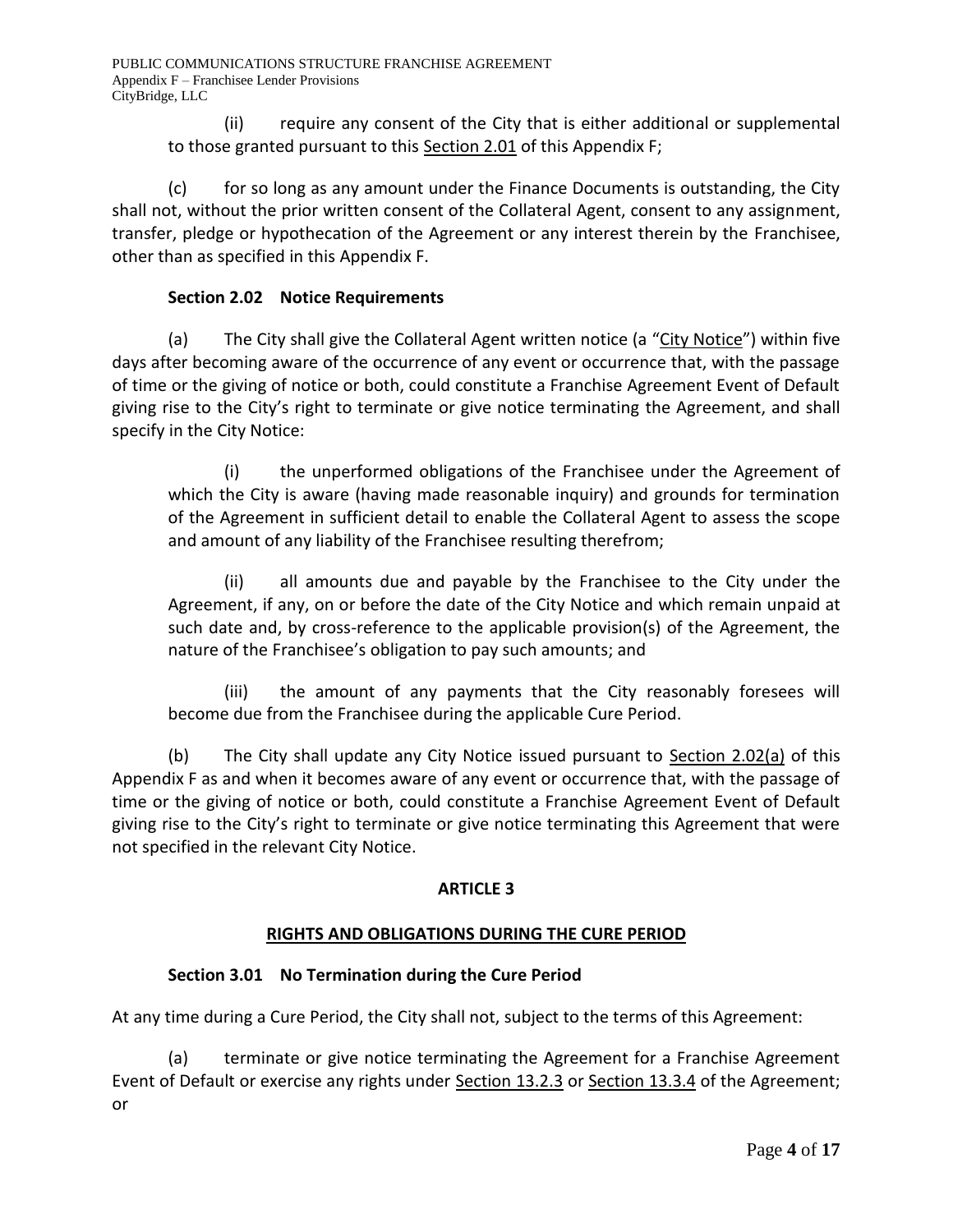(ii) require any consent of the City that is either additional or supplemental to those granted pursuant to this Section 2.01 of this Appendix F;

(c) for so long as any amount under the Finance Documents is outstanding, the City shall not, without the prior written consent of the Collateral Agent, consent to any assignment, transfer, pledge or hypothecation of the Agreement or any interest therein by the Franchisee, other than as specified in this Appendix F.

### Section 2.02 Notice Requirements

(a) The City shall give the Collateral Agent written notice (a "City Notice") within five days after becoming aware of the occurrence of any event or occurrence that, with the passage of time or the giving of notice or both, could constitute a Franchise Agreement Event of Default giving rise to the City's right to terminate or give notice terminating the Agreement, and shall specify in the City Notice:

(i) the unperformed obligations of the Franchisee under the Agreement of which the City is aware (having made reasonable inquiry) and grounds for termination of the Agreement in sufficient detail to enable the Collateral Agent to assess the scope and amount of any liability of the Franchisee resulting therefrom;

(ii) all amounts due and payable by the Franchisee to the City under the Agreement, if any, on or before the date of the City Notice and which remain unpaid at such date and, by cross-reference to the applicable provision(s) of the Agreement, the nature of the Franchisee's obligation to pay such amounts; and

(iii) the amount of any payments that the City reasonably foresees will become due from the Franchisee during the applicable Cure Period.

(b) The City shall update any City Notice issued pursuant to Section 2.02(a) of this Appendix F as and when it becomes aware of any event or occurrence that, with the passage of time or the giving of notice or both, could constitute a Franchise Agreement Event of Default giving rise to the City's right to terminate or give notice terminating this Agreement that were not specified in the relevant City Notice.

## ARTICLE 3

## RIGHTS AND OBLIGATIONS DURING THE CURE PERIOD

### Section 3.01 No Termination during the Cure Period

At any time during a Cure Period, the City shall not, subject to the terms of this Agreement:

(a) terminate or give notice terminating the Agreement for a Franchise Agreement Event of Default or exercise any rights under Section 13.2.3 or Section 13.3.4 of the Agreement; or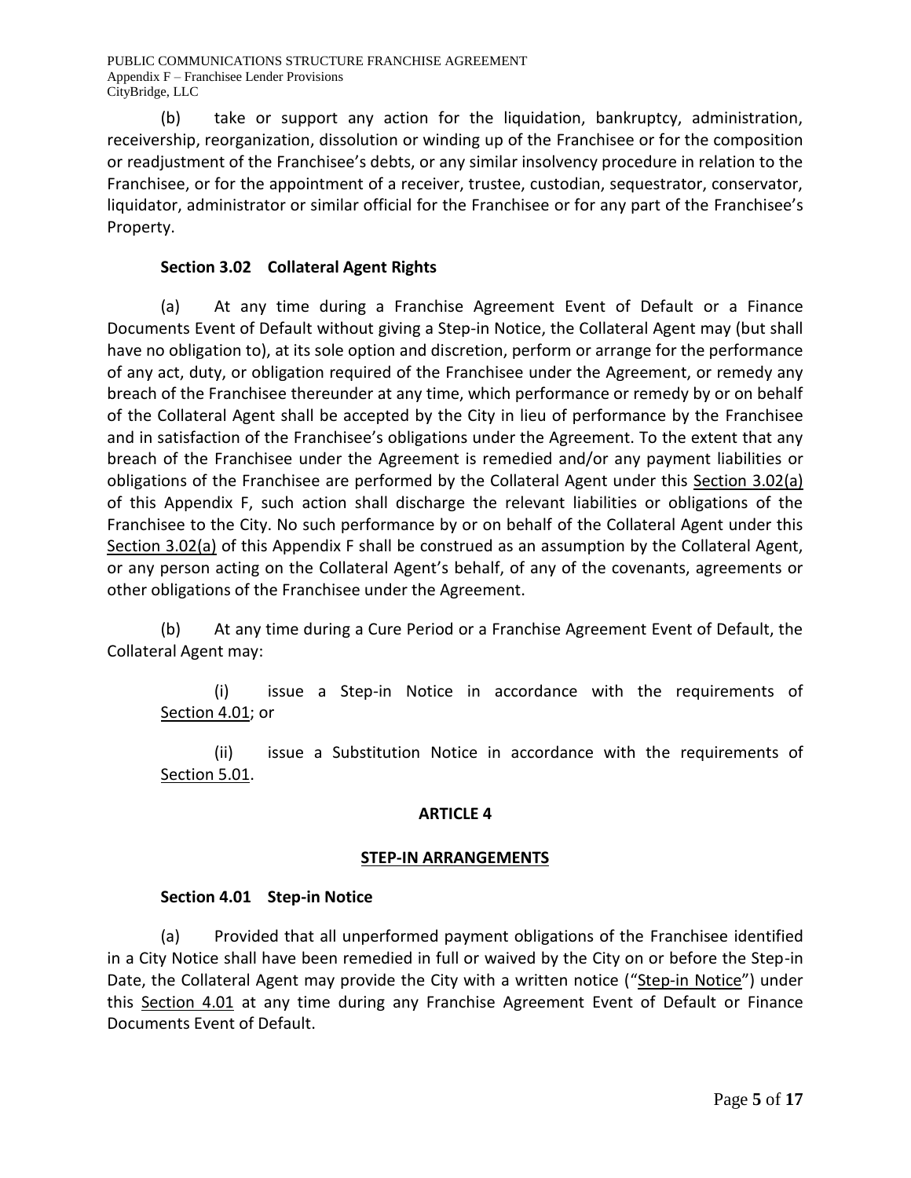(b) take or support any action for the liquidation, bankruptcy, administration, receivership, reorganization, dissolution or winding up of the Franchisee or for the composition or readjustment of the Franchisee's debts, or any similar insolvency procedure in relation to the Franchisee, or for the appointment of a receiver, trustee, custodian, sequestrator, conservator, liquidator, administrator or similar official for the Franchisee or for any part of the Franchisee's Property.

### Section 3.02 Collateral Agent Rights

(a) At any time during a Franchise Agreement Event of Default or a Finance Documents Event of Default without giving a Step-in Notice, the Collateral Agent may (but shall have no obligation to), at its sole option and discretion, perform or arrange for the performance of any act, duty, or obligation required of the Franchisee under the Agreement, or remedy any breach of the Franchisee thereunder at any time, which performance or remedy by or on behalf of the Collateral Agent shall be accepted by the City in lieu of performance by the Franchisee and in satisfaction of the Franchisee's obligations under the Agreement. To the extent that any breach of the Franchisee under the Agreement is remedied and/or any payment liabilities or obligations of the Franchisee are performed by the Collateral Agent under this Section 3.02(a) of this Appendix F, such action shall discharge the relevant liabilities or obligations of the Franchisee to the City. No such performance by or on behalf of the Collateral Agent under this Section 3.02(a) of this Appendix F shall be construed as an assumption by the Collateral Agent, or any person acting on the Collateral Agent's behalf, of any of the covenants, agreements or other obligations of the Franchisee under the Agreement.

(b) At any time during a Cure Period or a Franchise Agreement Event of Default, the Collateral Agent may:

(i) issue a Step-in Notice in accordance with the requirements of Section 4.01; or

(ii) issue a Substitution Notice in accordance with the requirements of Section 5.01.

## ARTICLE 4

## STEP-IN ARRANGEMENTS

### Section 4.01 Step-in Notice

(a) Provided that all unperformed payment obligations of the Franchisee identified in a City Notice shall have been remedied in full or waived by the City on or before the Step-in Date, the Collateral Agent may provide the City with a written notice ("Step-in Notice") under this Section 4.01 at any time during any Franchise Agreement Event of Default or Finance Documents Event of Default.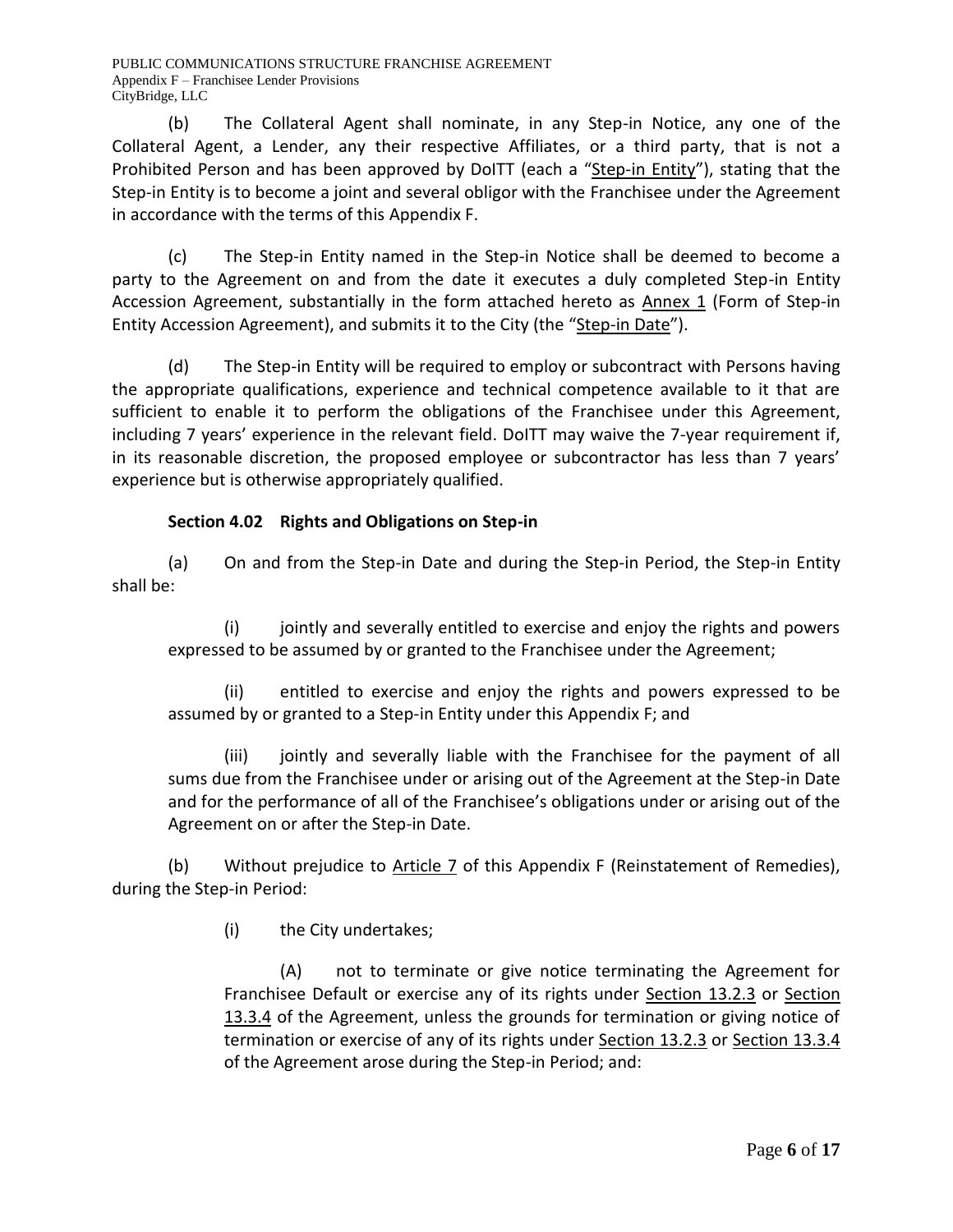(b) The Collateral Agent shall nominate, in any Step-in Notice, any one of the Collateral Agent, a Lender, any their respective Affiliates, or a third party, that is not a Prohibited Person and has been approved by DoITT (each a "Step-in Entity"), stating that the Step-in Entity is to become a joint and several obligor with the Franchisee under the Agreement in accordance with the terms of this Appendix F.

(c) The Step-in Entity named in the Step-in Notice shall be deemed to become a party to the Agreement on and from the date it executes a duly completed Step-in Entity Accession Agreement, substantially in the form attached hereto as Annex 1 (Form of Step-in Entity Accession Agreement), and submits it to the City (the "Step-in Date").

(d) The Step-in Entity will be required to employ or subcontract with Persons having the appropriate qualifications, experience and technical competence available to it that are sufficient to enable it to perform the obligations of the Franchisee under this Agreement, including 7 years' experience in the relevant field. DoITT may waive the 7-year requirement if, in its reasonable discretion, the proposed employee or subcontractor has less than 7 years' experience but is otherwise appropriately qualified.

**Section 4.02 Rights and Obligations on Step-in**

(a) On and from the Step-in Date and during the Step-in Period, the Step-in Entity shall be:

(i) jointly and severally entitled to exercise and enjoy the rights and powers expressed to be assumed by or granted to the Franchisee under the Agreement;

(ii) entitled to exercise and enjoy the rights and powers expressed to be assumed by or granted to a Step-in Entity under this Appendix F; and

(iii) jointly and severally liable with the Franchisee for the payment of all sums due from the Franchisee under or arising out of the Agreement at the Step-in Date and for the performance of all of the Franchisee's obligations under or arising out of the Agreement on or after the Step-in Date.

(b) Without prejudice to Article 7 of this Appendix F (Reinstatement of Remedies), during the Step-in Period:

(i) the City undertakes;

(A) not to terminate or give notice terminating the Agreement for Franchisee Default or exercise any of its rights under Section 13.2.3 or Section 13.3.4 of the Agreement, unless the grounds for termination or giving notice of termination or exercise of any of its rights under Section 13.2.3 or Section 13.3.4 of the Agreement arose during the Step-in Period; and: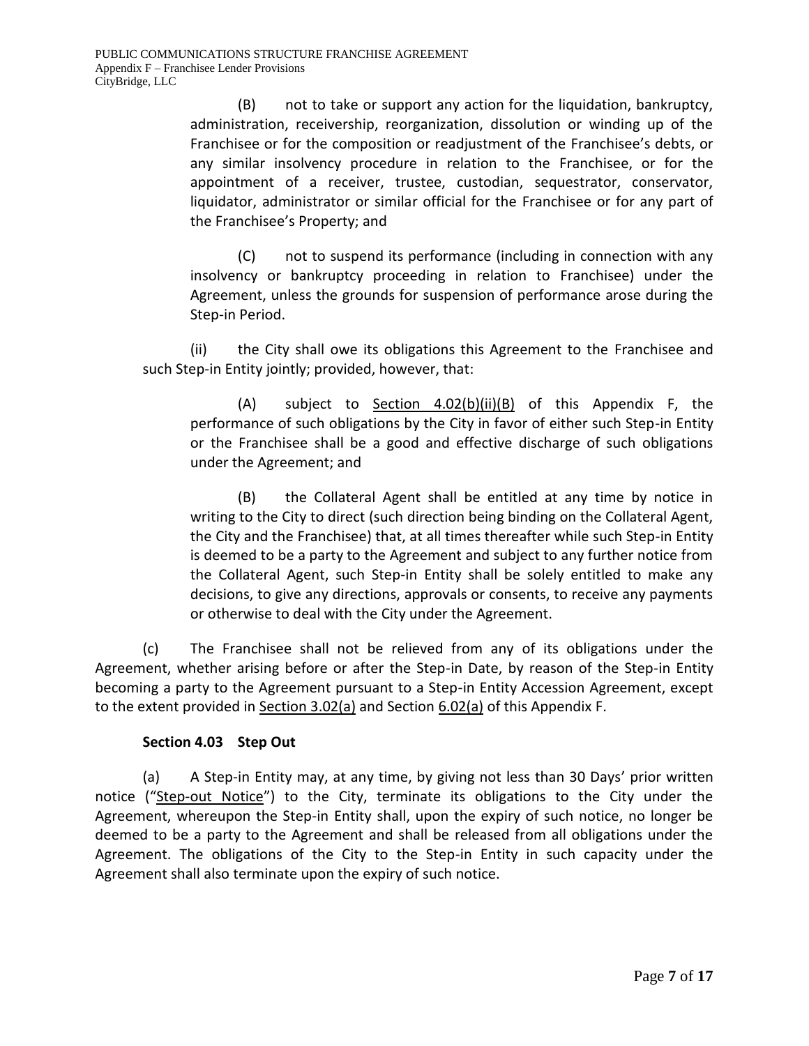(B) not to take or support any action for the liquidation, bankruptcy, administration, receivership, reorganization, dissolution or winding up of the Franchisee or for the composition or readjustment of the Franchisee's debts, or any similar insolvency procedure in relation to the Franchisee, or for the appointment of a receiver, trustee, custodian, sequestrator, conservator, liquidator, administrator or similar official for the Franchisee or for any part of the Franchisee's Property; and

(C) not to suspend its performance (including in connection with any insolvency or bankruptcy proceeding in relation to Franchisee) under the Agreement, unless the grounds for suspension of performance arose during the Step-in Period.

(ii) the City shall owe its obligations this Agreement to the Franchisee and such Step-in Entity jointly; provided, however, that:

(A) subject to Section 4.02(b)(ii)(B) of this Appendix F, the performance of such obligations by the City in favor of either such Step-in Entity or the Franchisee shall be a good and effective discharge of such obligations under the Agreement; and

(B) the Collateral Agent shall be entitled at any time by notice in writing to the City to direct (such direction being binding on the Collateral Agent, the City and the Franchisee) that, at all times thereafter while such Step-in Entity is deemed to be a party to the Agreement and subject to any further notice from the Collateral Agent, such Step-in Entity shall be solely entitled to make any decisions, to give any directions, approvals or consents, to receive any payments or otherwise to deal with the City under the Agreement.

(c) The Franchisee shall not be relieved from any of its obligations under the Agreement, whether arising before or after the Step-in Date, by reason of the Step-in Entity becoming a party to the Agreement pursuant to a Step-in Entity Accession Agreement, except to the extent provided in Section 3.02(a) and Section 6.02(a) of this Appendix F.

**Section 4.03 Step Out**

(a) A Step-in Entity may, at any time, by giving not less than 30 Days' prior written notice ("Step-out Notice") to the City, terminate its obligations to the City under the Agreement, whereupon the Step-in Entity shall, upon the expiry of such notice, no longer be deemed to be a party to the Agreement and shall be released from all obligations under the Agreement. The obligations of the City to the Step-in Entity in such capacity under the Agreement shall also terminate upon the expiry of such notice.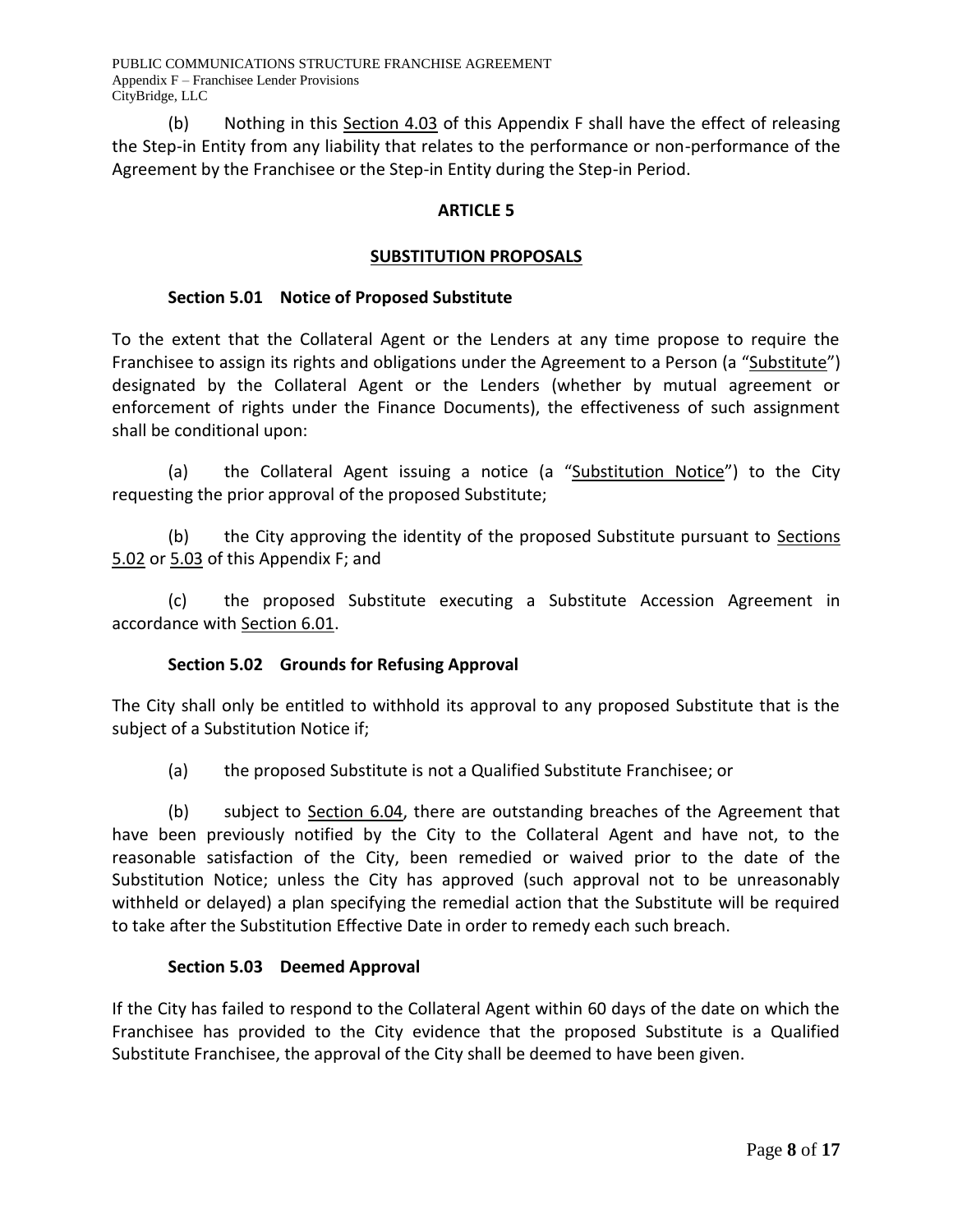(b) Nothing in this Section 4.03 of this Appendix F shall have the effect of releasing the Step-in Entity from any liability that relates to the performance or non-performance of the Agreement by the Franchisee or the Step-in Entity during the Step-in Period.

## ARTICLE 5

## SUBSTITUTION PROPOSALS

### Section 5.01 Notice of Proposed Substitute

To the extent that the Collateral Agent or the Lenders at any time propose to require the Franchisee to assign its rights and obligations under the Agreement to a Person (a "Substitute") designated by the Collateral Agent or the Lenders (whether by mutual agreement or enforcement of rights under the Finance Documents), the effectiveness of such assignment shall be conditional upon:

(a) the Collateral Agent issuing a notice (a "Substitution Notice") to the City requesting the prior approval of the proposed Substitute;

(b) the City approving the identity of the proposed Substitute pursuant to Sections 5.02 or 5.03 of this Appendix F; and

(c) the proposed Substitute executing a Substitute Accession Agreement in accordance with Section 6.01.

### Section 5.02 Grounds for Refusing Approval

The City shall only be entitled to withhold its approval to any proposed Substitute that is the subject of a Substitution Notice if;

(a) the proposed Substitute is not a Qualified Substitute Franchisee; or

(b) subject to Section 6.04, there are outstanding breaches of the Agreement that have been previously notified by the City to the Collateral Agent and have not, to the reasonable satisfaction of the City, been remedied or waived prior to the date of the Substitution Notice; unless the City has approved (such approval not to be unreasonably withheld or delayed) a plan specifying the remedial action that the Substitute will be required to take after the Substitution Effective Date in order to remedy each such breach.

### Section 5.03 Deemed Approval

If the City has failed to respond to the Collateral Agent within 60 days of the date on which the Franchisee has provided to the City evidence that the proposed Substitute is a Qualified Substitute Franchisee, the approval of the City shall be deemed to have been given.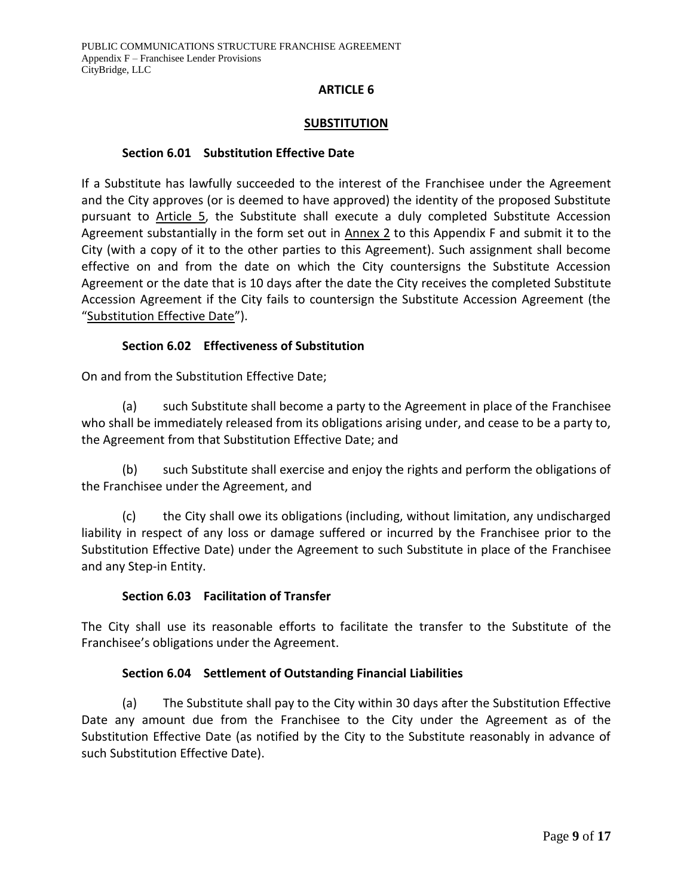## ARTICLE 6

## SUBSTITUTION

### Section 6.01 Substitution Effective Date

If a Substitute has lawfully succeeded to the interest of the Franchisee under the Agreement and the City approves (or is deemed to have approved) the identity of the proposed Substitute pursuant to Article 5, the Substitute shall execute a duly completed Substitute Accession Agreement substantially in the form set out in Annex 2 to this Appendix F and submit it to the City (with a copy of it to the other parties to this Agreement). Such assignment shall become effective on and from the date on which the City countersigns the Substitute Accession Agreement or the date that is 10 days after the date the City receives the completed Substitute Accession Agreement if the City fails to countersign the Substitute Accession Agreement (the "Substitution Effective Date").

### Section 6.02 Effectiveness of Substitution

On and from the Substitution Effective Date;

(a) such Substitute shall become a party to the Agreement in place of the Franchisee who shall be immediately released from its obligations arising under, and cease to be a party to, the Agreement from that Substitution Effective Date; and

(b) such Substitute shall exercise and enjoy the rights and perform the obligations of the Franchisee under the Agreement, and

(c) the City shall owe its obligations (including, without limitation, any undischarged liability in respect of any loss or damage suffered or incurred by the Franchisee prior to the Substitution Effective Date) under the Agreement to such Substitute in place of the Franchisee and any Step-in Entity.

### Section 6.03 Facilitation of Transfer

The City shall use its reasonable efforts to facilitate the transfer to the Substitute of the Franchisee's obligations under the Agreement.

### Section 6.04 Settlement of Outstanding Financial Liabilities

(a) The Substitute shall pay to the City within 30 days after the Substitution Effective Date any amount due from the Franchisee to the City under the Agreement as of the Substitution Effective Date (as notified by the City to the Substitute reasonably in advance of such Substitution Effective Date).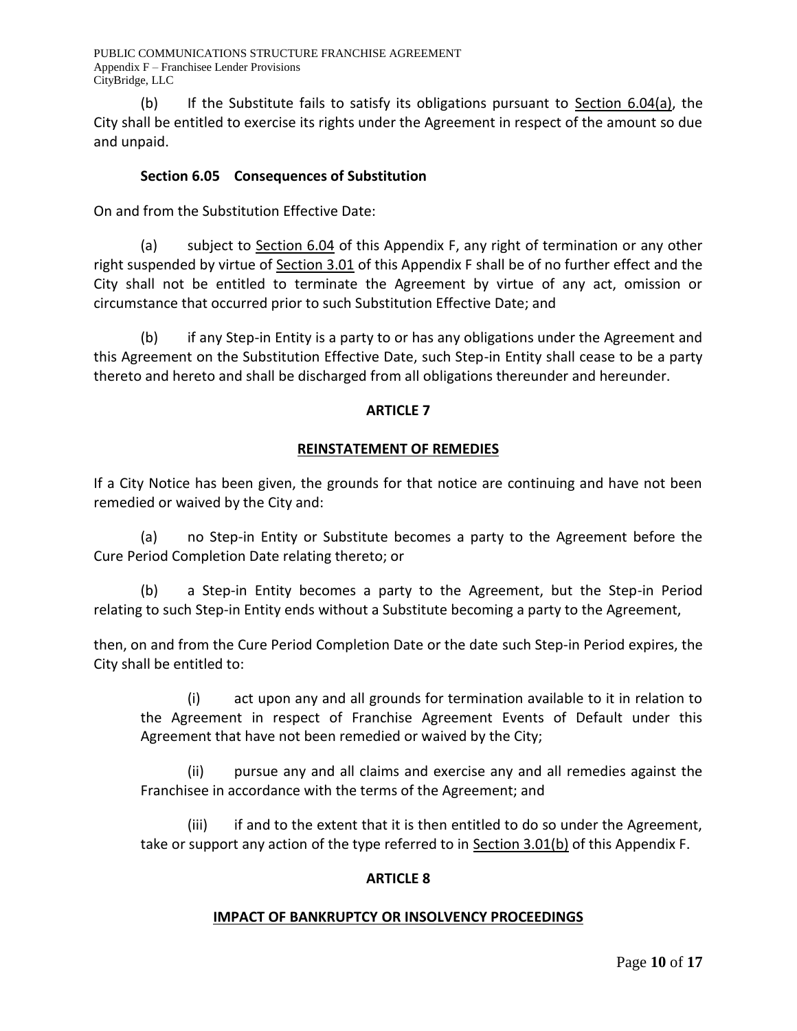(b) If the Substitute fails to satisfy its obligations pursuant to Section 6.04(a), the City shall be entitled to exercise its rights under the Agreement in respect of the amount so due and unpaid.

**Section 6.05 Consequences of Substitution**

On and from the Substitution Effective Date:

(a) subject to Section 6.04 of this Appendix F, any right of termination or any other right suspended by virtue of Section 3.01 of this Appendix F shall be of no further effect and the City shall not be entitled to terminate the Agreement by virtue of any act, omission or circumstance that occurred prior to such Substitution Effective Date; and

(b) if any Step-in Entity is a party to or has any obligations under the Agreement and this Agreement on the Substitution Effective Date, such Step-in Entity shall cease to be a party thereto and hereto and shall be discharged from all obligations thereunder and hereunder.

## ARTICLE 7

## REINSTATEMENT OF REMEDIES

If a City Notice has been given, the grounds for that notice are continuing and have not been remedied or waived by the City and:

(a) no Step-in Entity or Substitute becomes a party to the Agreement before the Cure Period Completion Date relating thereto; or

(b) a Step-in Entity becomes a party to the Agreement, but the Step-in Period relating to such Step-in Entity ends without a Substitute becoming a party to the Agreement,

then, on and from the Cure Period Completion Date or the date such Step-in Period expires, the City shall be entitled to:

(i) act upon any and all grounds for termination available to it in relation to the Agreement in respect of Franchise Agreement Events of Default under this Agreement that have not been remedied or waived by the City;

(ii) pursue any and all claims and exercise any and all remedies against the Franchisee in accordance with the terms of the Agreement; and

(iii) if and to the extent that it is then entitled to do so under the Agreement, take or support any action of the type referred to in Section 3.01(b) of this Appendix F.

## ARTICLE 8

## IMPACT OF BANKRUPTCY OR INSOLVENCY PROCEEDINGS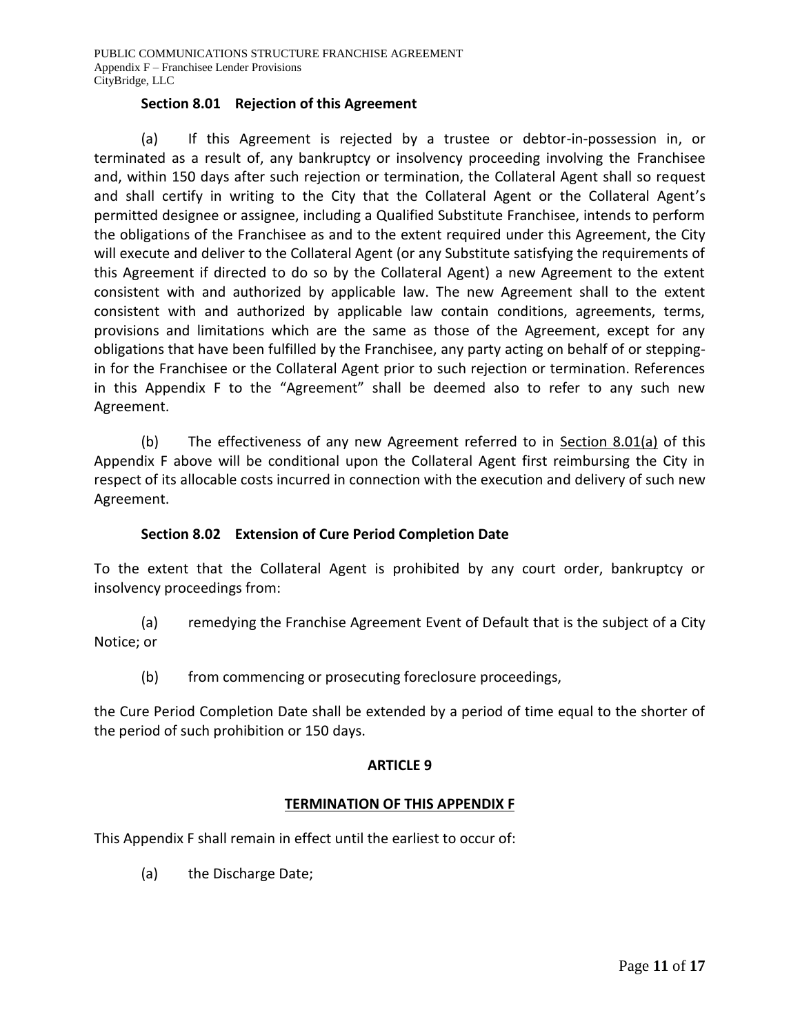### Section 8.01 Rejection of this Agreement

(a) If this Agreement is rejected by a trustee or debtor-in-possession in, or terminated as a result of, any bankruptcy or insolvency proceeding involving the Franchisee and, within 150 days after such rejection or termination, the Collateral Agent shall so request and shall certify in writing to the City that the Collateral Agent or the Collateral Agent's permitted designee or assignee, including a Qualified Substitute Franchisee, intends to perform the obligations of the Franchisee as and to the extent required under this Agreement, the City will execute and deliver to the Collateral Agent (or any Substitute satisfying the requirements of this Agreement if directed to do so by the Collateral Agent) a new Agreement to the extent consistent with and authorized by applicable law. The new Agreement shall to the extent consistent with and authorized by applicable law contain conditions, agreements, terms, provisions and limitations which are the same as those of the Agreement, except for any obligations that have been fulfilled by the Franchisee, any party acting on behalf of or stepping-in for the Franchisee or the Collateral Agent prior to such rejection or termination. References in this Appendix F to the "Agreement" shall be deemed also to refer to any such new Agreement.

(b) The effectiveness of any new Agreement referred to in Section 8.01(a) of this Appendix F above will be conditional upon the Collateral Agent first reimbursing the City in respect of its allocable costs incurred in connection with the execution and delivery of such new Agreement.

### Section 8.02 Extension of Cure Period Completion Date

To the extent that the Collateral Agent is prohibited by any court order, bankruptcy or insolvency proceedings from:

(a) remedying the Franchise Agreement Event of Default that is the subject of a City Notice; or

(b) from commencing or prosecuting foreclosure proceedings,

the Cure Period Completion Date shall be extended by a period of time equal to the shorter of the period of such prohibition or 150 days.

## ARTICLE 9

## TERMINATION OF THIS APPENDIX F

This Appendix F shall remain in effect until the earliest to occur of:

(a) the Discharge Date;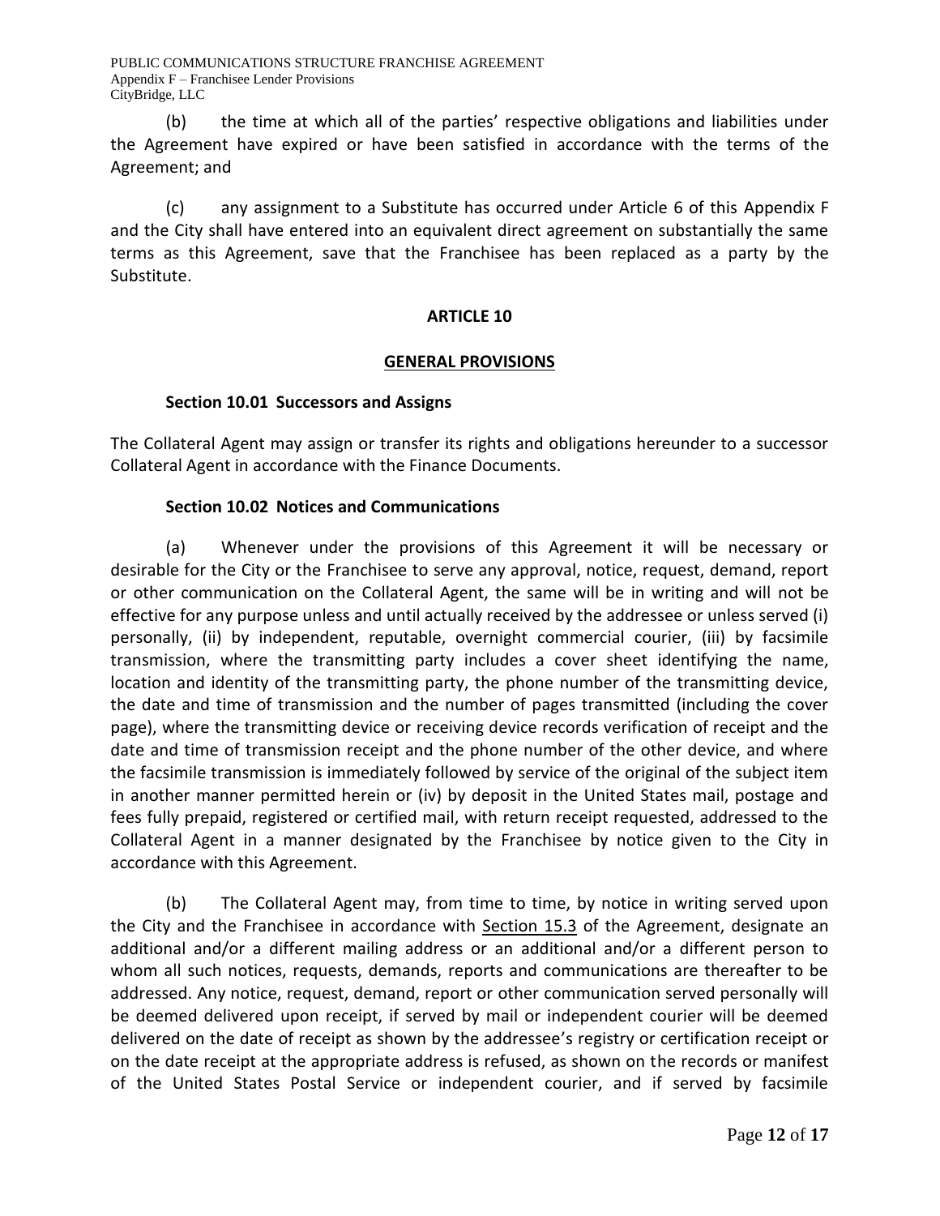(b) the time at which all of the parties' respective obligations and liabilities under the Agreement have expired or have been satisfied in accordance with the terms of the Agreement; and

(c) any assignment to a Substitute has occurred under Article 6 of this Appendix F and the City shall have entered into an equivalent direct agreement on substantially the same terms as this Agreement, save that the Franchisee has been replaced as a party by the Substitute.

## ARTICLE 10

## GENERAL PROVISIONS

### Section 10.01 Successors and Assigns

The Collateral Agent may assign or transfer its rights and obligations hereunder to a successor Collateral Agent in accordance with the Finance Documents.

### Section 10.02 Notices and Communications

(a) Whenever under the provisions of this Agreement it will be necessary or desirable for the City or the Franchisee to serve any approval, notice, request, demand, report or other communication on the Collateral Agent, the same will be in writing and will not be effective for any purpose unless and until actually received by the addressee or unless served (i) personally, (ii) by independent, reputable, overnight commercial courier, (iii) by facsimile transmission, where the transmitting party includes a cover sheet identifying the name, location and identity of the transmitting party, the phone number of the transmitting device, the date and time of transmission and the number of pages transmitted (including the cover page), where the transmitting device or receiving device records verification of receipt and the date and time of transmission receipt and the phone number of the other device, and where the facsimile transmission is immediately followed by service of the original of the subject item in another manner permitted herein or (iv) by deposit in the United States mail, postage and fees fully prepaid, registered or certified mail, with return receipt requested, addressed to the Collateral Agent in a manner designated by the Franchisee by notice given to the City in accordance with this Agreement.

(b) The Collateral Agent may, from time to time, by notice in writing served upon the City and the Franchisee in accordance with Section 15.3 of the Agreement, designate an additional and/or a different mailing address or an additional and/or a different person to whom all such notices, requests, demands, reports and communications are thereafter to be addressed. Any notice, request, demand, report or other communication served personally will be deemed delivered upon receipt, if served by mail or independent courier will be deemed delivered on the date of receipt as shown by the addressee's registry or certification receipt or on the date receipt at the appropriate address is refused, as shown on the records or manifest of the United States Postal Service or independent courier, and if served by facsimile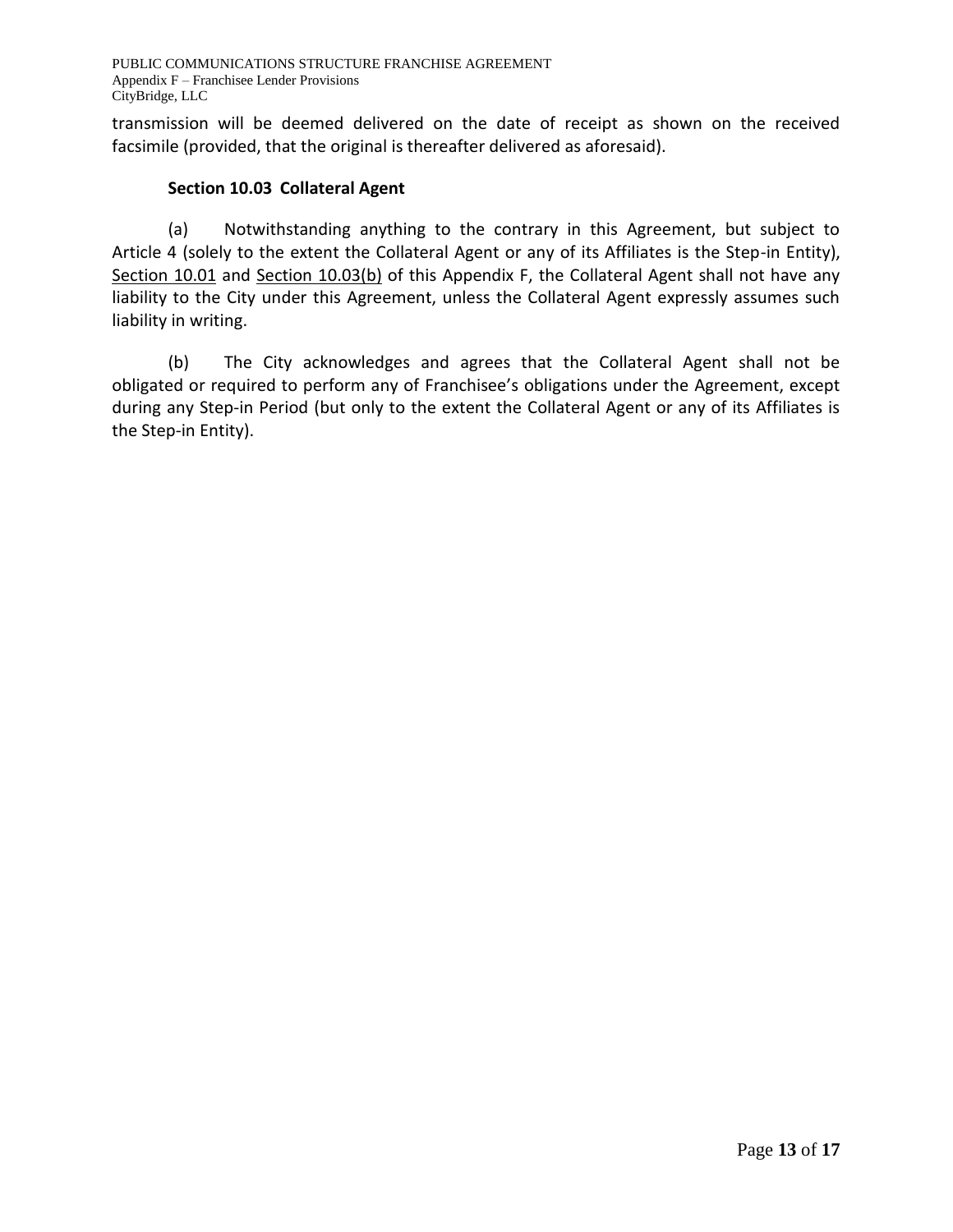transmission will be deemed delivered on the date of receipt as shown on the received facsimile (provided, that the original is thereafter delivered as aforesaid).

### Section 10.03 Collateral Agent

(a) Notwithstanding anything to the contrary in this Agreement, but subject to Article 4 (solely to the extent the Collateral Agent or any of its Affiliates is the Step-in Entity), Section 10.01 and Section 10.03(b) of this Appendix F, the Collateral Agent shall not have any liability to the City under this Agreement, unless the Collateral Agent expressly assumes such liability in writing.

(b) The City acknowledges and agrees that the Collateral Agent shall not be obligated or required to perform any of Franchisee's obligations under the Agreement, except during any Step-in Period (but only to the extent the Collateral Agent or any of its Affiliates is the Step-in Entity).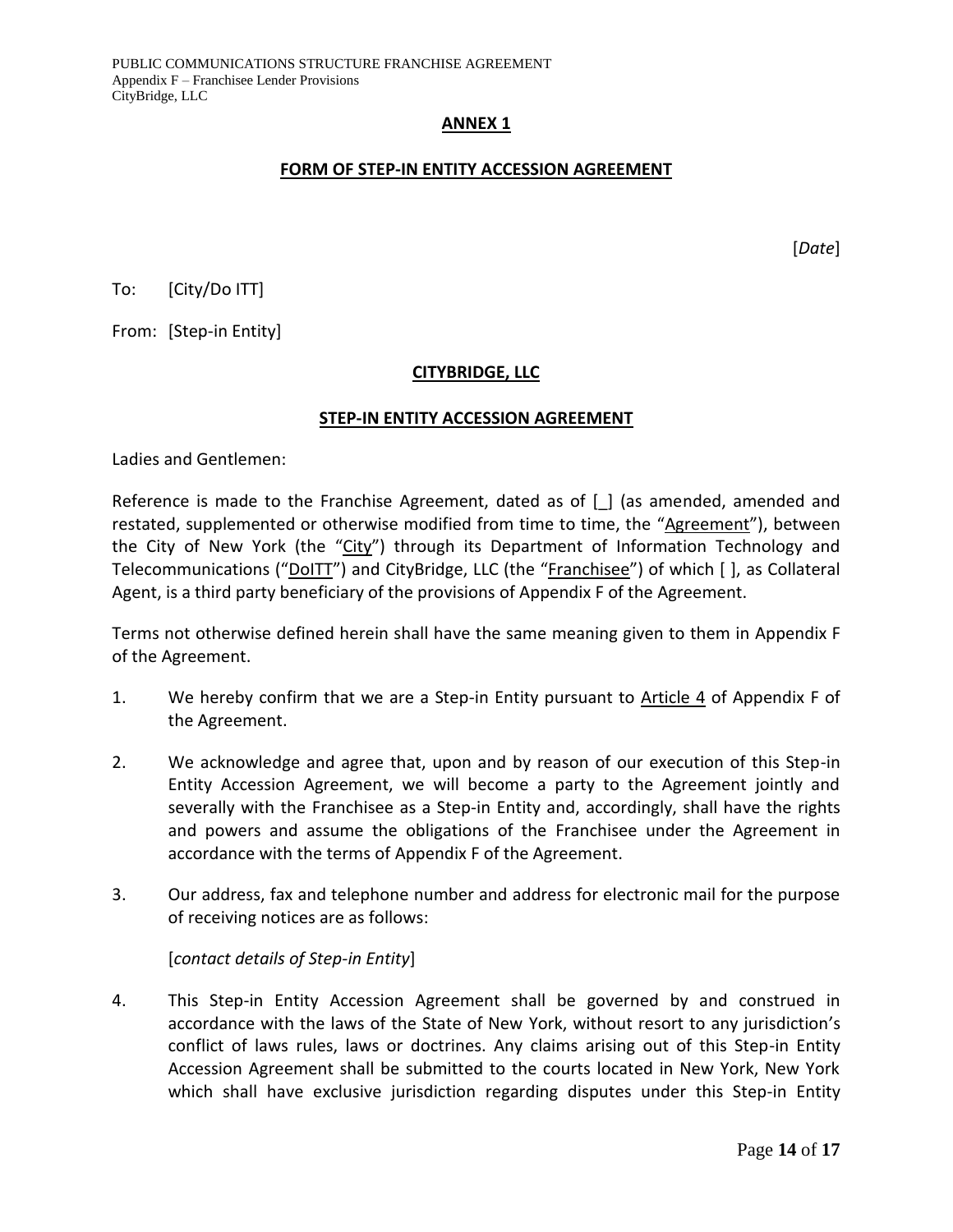**ANNEX 1**

**FORM OF STEP-IN ENTITY ACCESSION AGREEMENT**

[*Date*]

To: [City/Do ITT]

From: [Step-in Entity]

**CITYBRIDGE, LLC**

**STEP-IN ENTITY ACCESSION AGREEMENT**

Ladies and Gentlemen:

Reference is made to the Franchise Agreement, dated as of [_] (as amended, amended and restated, supplemented or otherwise modified from time to time, the "Agreement"), between the City of New York (the "City") through its Department of Information Technology and Telecommunications ("DoITT") and CityBridge, LLC (the "Franchisee") of which [ ], as Collateral Agent, is a third party beneficiary of the provisions of Appendix F of the Agreement.

Terms not otherwise defined herein shall have the same meaning given to them in Appendix F of the Agreement.

1. We hereby confirm that we are a Step-in Entity pursuant to Article 4 of Appendix F of the Agreement.

2. We acknowledge and agree that, upon and by reason of our execution of this Step-in Entity Accession Agreement, we will become a party to the Agreement jointly and severally with the Franchisee as a Step-in Entity and, accordingly, shall have the rights and powers and assume the obligations of the Franchisee under the Agreement in accordance with the terms of Appendix F of the Agreement.

3. Our address, fax and telephone number and address for electronic mail for the purpose of receiving notices are as follows:

   [*contact details of Step-in Entity*]

4. This Step-in Entity Accession Agreement shall be governed by and construed in accordance with the laws of the State of New York, without resort to any jurisdiction's conflict of laws rules, laws or doctrines. Any claims arising out of this Step-in Entity Accession Agreement shall be submitted to the courts located in New York, New York which shall have exclusive jurisdiction regarding disputes under this Step-in Entity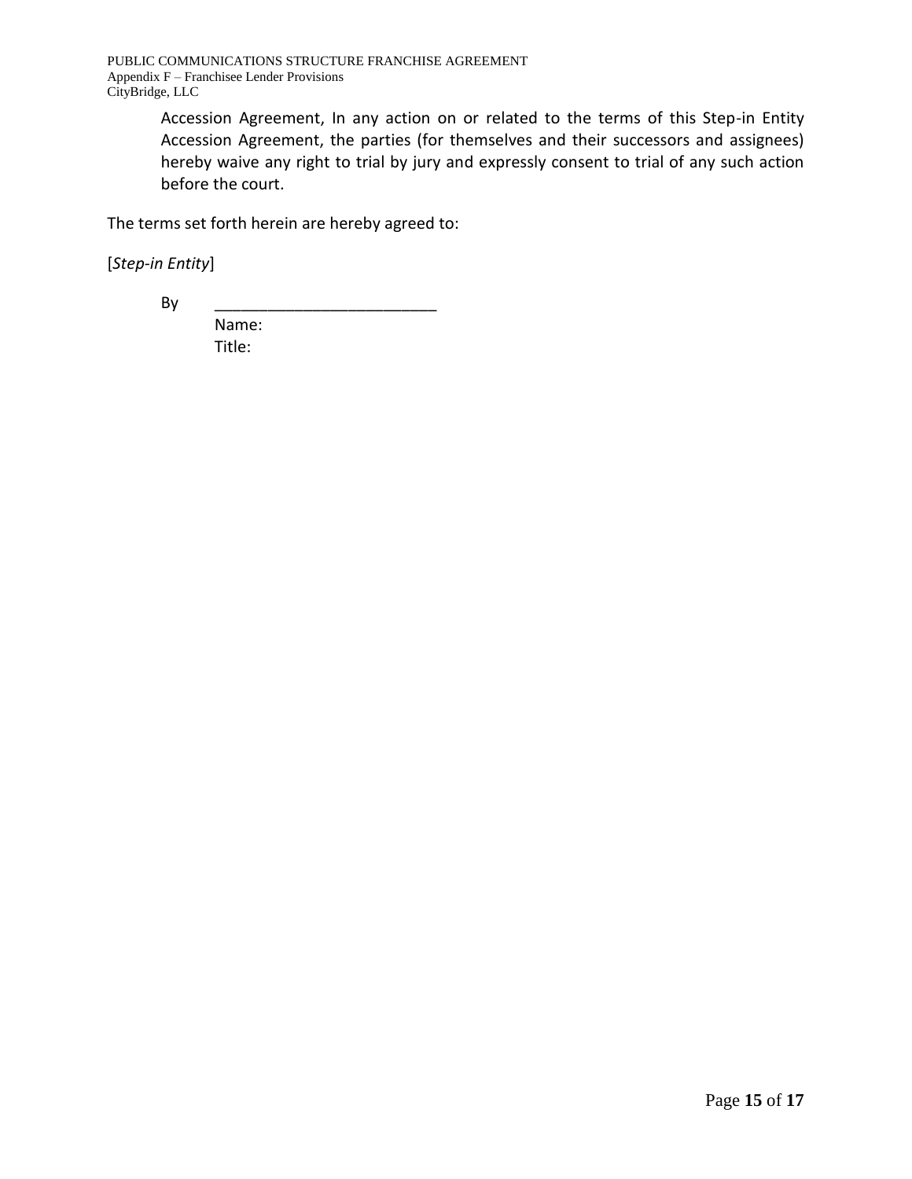Accession Agreement, In any action on or related to the terms of this Step-in Entity Accession Agreement, the parties (for themselves and their successors and assignees) hereby waive any right to trial by jury and expressly consent to trial of any such action before the court.

The terms set forth herein are hereby agreed to:

[*Step-in Entity*]

By \_\_\_\_\_\_\_\_\_\_\_\_\_\_\_\_\_\_\_\_\_\_\_\_\_\_

Name:

Title: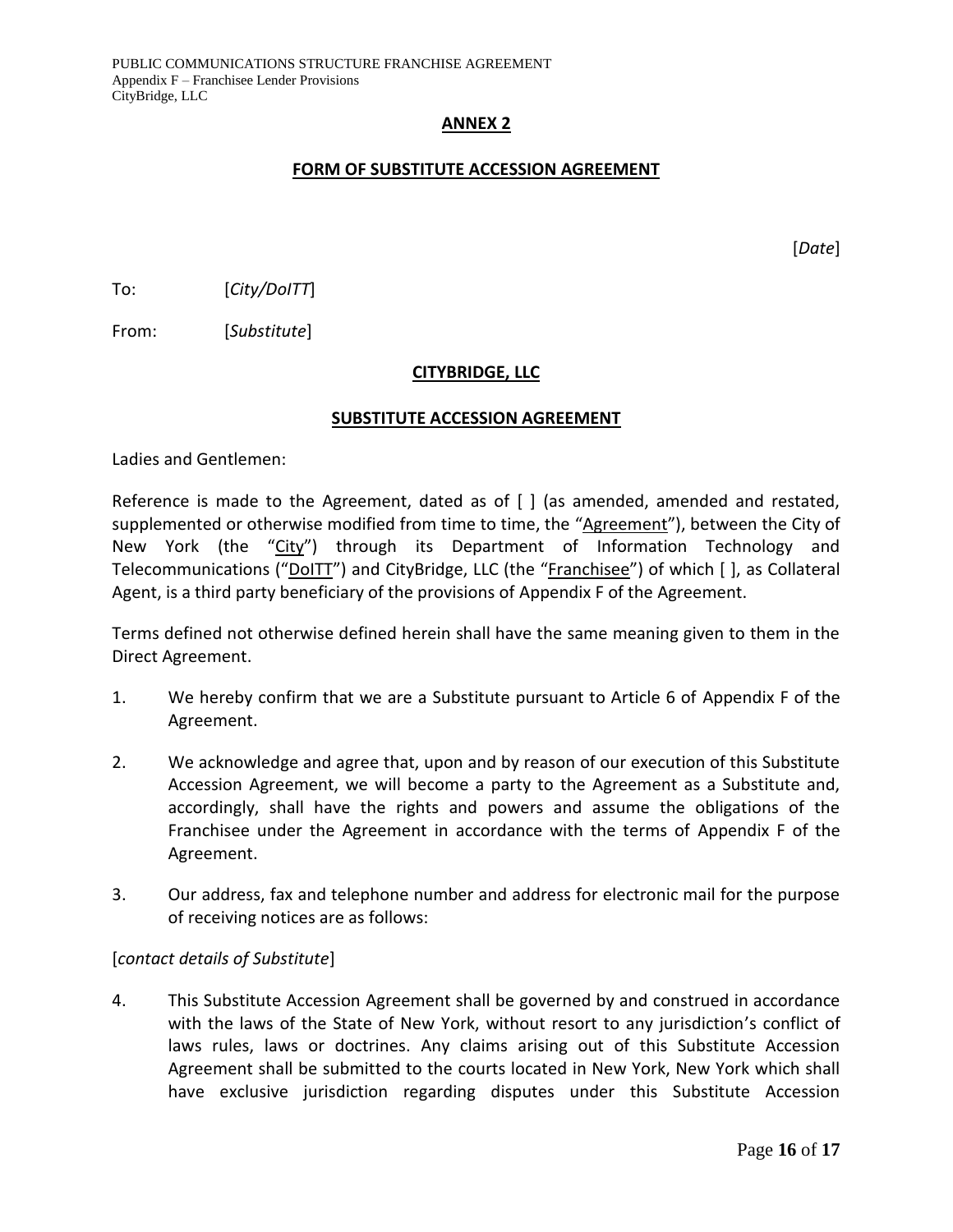**ANNEX 2**

**FORM OF SUBSTITUTE ACCESSION AGREEMENT**

[*Date*]

To: [*City/DoITT*]

From: [*Substitute*]

**CITYBRIDGE, LLC**

**SUBSTITUTE ACCESSION AGREEMENT**

Ladies and Gentlemen:

Reference is made to the Agreement, dated as of [ ] (as amended, amended and restated, supplemented or otherwise modified from time to time, the "Agreement"), between the City of New York (the "City") through its Department of Information Technology and Telecommunications ("DoITT") and CityBridge, LLC (the "Franchisee") of which [ ], as Collateral Agent, is a third party beneficiary of the provisions of Appendix F of the Agreement.

Terms defined not otherwise defined herein shall have the same meaning given to them in the Direct Agreement.

1. We hereby confirm that we are a Substitute pursuant to Article 6 of Appendix F of the Agreement.

2. We acknowledge and agree that, upon and by reason of our execution of this Substitute Accession Agreement, we will become a party to the Agreement as a Substitute and, accordingly, shall have the rights and powers and assume the obligations of the Franchisee under the Agreement in accordance with the terms of Appendix F of the Agreement.

3. Our address, fax and telephone number and address for electronic mail for the purpose of receiving notices are as follows:

[*contact details of Substitute*]

4. This Substitute Accession Agreement shall be governed by and construed in accordance with the laws of the State of New York, without resort to any jurisdiction's conflict of laws rules, laws or doctrines. Any claims arising out of this Substitute Accession Agreement shall be submitted to the courts located in New York, New York which shall have exclusive jurisdiction regarding disputes under this Substitute Accession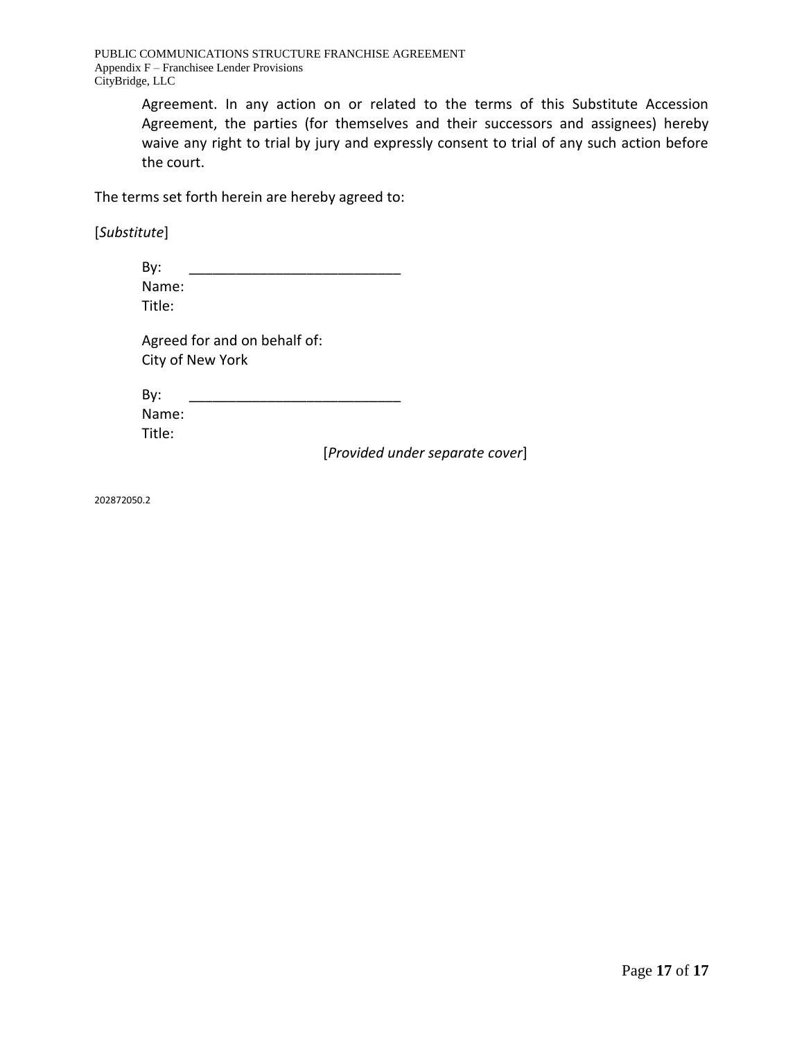Agreement. In any action on or related to the terms of this Substitute Accession Agreement, the parties (for themselves and their successors and assignees) hereby waive any right to trial by jury and expressly consent to trial of any such action before the court.

The terms set forth herein are hereby agreed to:

[*Substitute*]

By: ___________________________
Name:
Title:

Agreed for and on behalf of:
City of New York

By: ___________________________
Name:
Title:

[*Provided under separate cover*]

202872050.2